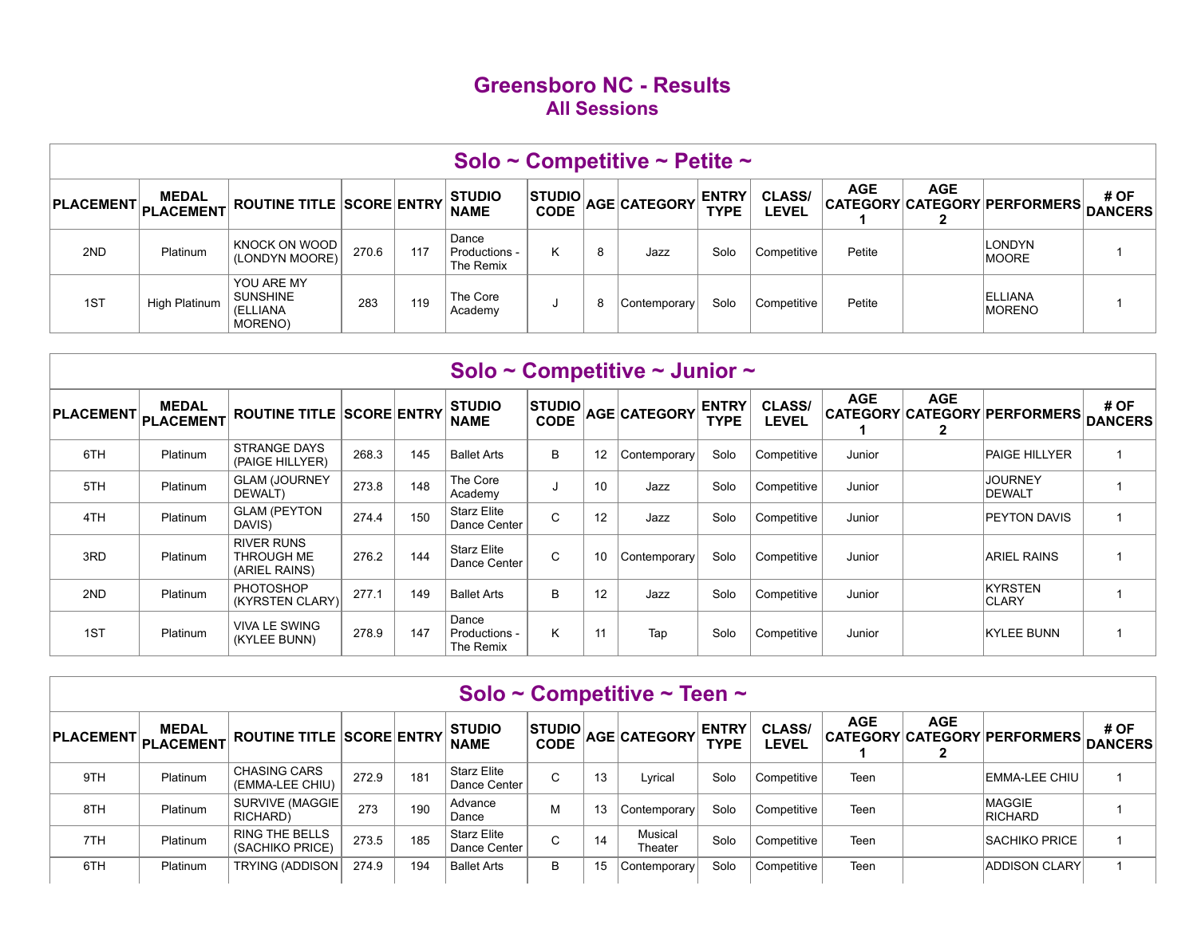# Greensboro NC - Results
## All Sessions

### Solo ~ Competitive ~ Petite ~

| PLACEMENT | MEDAL PLACEMENT | ROUTINE TITLE | SCORE | ENTRY | STUDIO NAME | STUDIO CODE | AGE | CATEGORY | ENTRY TYPE | CLASS/ LEVEL | AGE CATEGORY 1 | AGE CATEGORY 2 | PERFORMERS | # OF DANCERS |
|---|---|---|---|---|---|---|---|---|---|---|---|---|---|---|
| 2ND | Platinum | KNOCK ON WOOD (LONDYN MOORE) | 270.6 | 117 | Dance Productions - The Remix | K | 8 | Jazz | Solo | Competitive | Petite | | LONDYN MOORE | 1 |
| 1ST | High Platinum | YOU ARE MY SUNSHINE (ELLIANA MORENO) | 283 | 119 | The Core Academy | J | 8 | Contemporary | Solo | Competitive | Petite | | ELLIANA MORENO | 1 |

### Solo ~ Competitive ~ Junior ~

| PLACEMENT | MEDAL PLACEMENT | ROUTINE TITLE | SCORE | ENTRY | STUDIO NAME | STUDIO CODE | AGE | CATEGORY | ENTRY TYPE | CLASS/ LEVEL | AGE CATEGORY 1 | AGE CATEGORY 2 | PERFORMERS | # OF DANCERS |
|---|---|---|---|---|---|---|---|---|---|---|---|---|---|---|
| 6TH | Platinum | STRANGE DAYS (PAIGE HILLYER) | 268.3 | 145 | Ballet Arts | B | 12 | Contemporary | Solo | Competitive | Junior | | PAIGE HILLYER | 1 |
| 5TH | Platinum | GLAM (JOURNEY DEWALT) | 273.8 | 148 | The Core Academy | J | 10 | Jazz | Solo | Competitive | Junior | | JOURNEY DEWALT | 1 |
| 4TH | Platinum | GLAM (PEYTON DAVIS) | 274.4 | 150 | Starz Elite Dance Center | C | 12 | Jazz | Solo | Competitive | Junior | | PEYTON DAVIS | 1 |
| 3RD | Platinum | RIVER RUNS THROUGH ME (ARIEL RAINS) | 276.2 | 144 | Starz Elite Dance Center | C | 10 | Contemporary | Solo | Competitive | Junior | | ARIEL RAINS | 1 |
| 2ND | Platinum | PHOTOSHOP (KYRSTEN CLARY) | 277.1 | 149 | Ballet Arts | B | 12 | Jazz | Solo | Competitive | Junior | | KYRSTEN CLARY | 1 |
| 1ST | Platinum | VIVA LE SWING (KYLEE BUNN) | 278.9 | 147 | Dance Productions - The Remix | K | 11 | Tap | Solo | Competitive | Junior | | KYLEE BUNN | 1 |

### Solo ~ Competitive ~ Teen ~

| PLACEMENT | MEDAL PLACEMENT | ROUTINE TITLE | SCORE | ENTRY | STUDIO NAME | STUDIO CODE | AGE | CATEGORY | ENTRY TYPE | CLASS/ LEVEL | AGE CATEGORY 1 | AGE CATEGORY 2 | PERFORMERS | # OF DANCERS |
|---|---|---|---|---|---|---|---|---|---|---|---|---|---|---|
| 9TH | Platinum | CHASING CARS (EMMA-LEE CHIU) | 272.9 | 181 | Starz Elite Dance Center | C | 13 | Lyrical | Solo | Competitive | Teen | | EMMA-LEE CHIU | 1 |
| 8TH | Platinum | SURVIVE (MAGGIE RICHARD) | 273 | 190 | Advance Dance | M | 13 | Contemporary | Solo | Competitive | Teen | | MAGGIE RICHARD | 1 |
| 7TH | Platinum | RING THE BELLS (SACHIKO PRICE) | 273.5 | 185 | Starz Elite Dance Center | C | 14 | Musical Theater | Solo | Competitive | Teen | | SACHIKO PRICE | 1 |
| 6TH | Platinum | TRYING (ADDISON | 274.9 | 194 | Ballet Arts | B | 15 | Contemporary | Solo | Competitive | Teen | | ADDISON CLARY | 1 |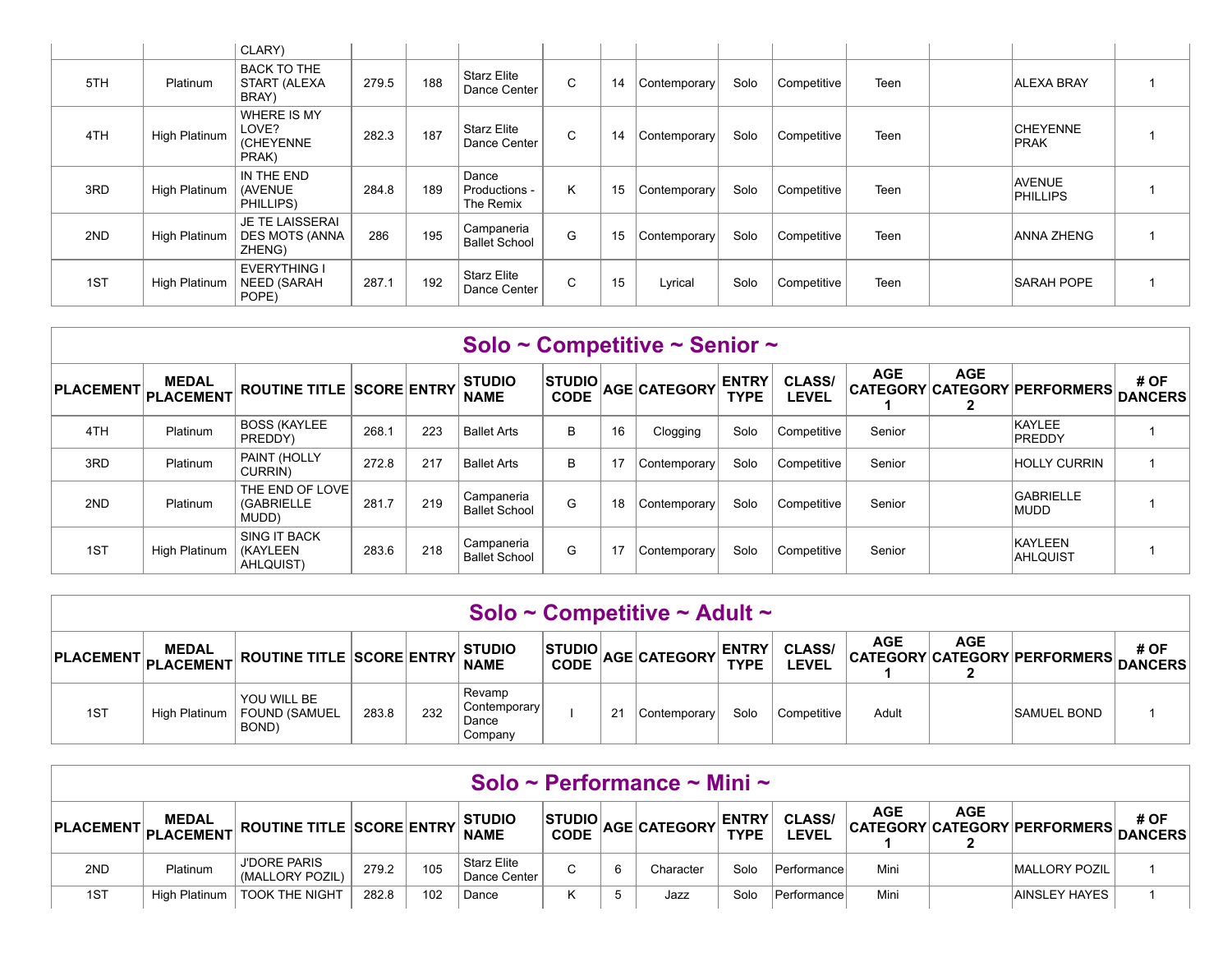| PLACEMENT | MEDAL PLACEMENT | ROUTINE TITLE | SCORE | ENTRY | STUDIO NAME | STUDIO CODE | AGE | CATEGORY | ENTRY TYPE | CLASS/ LEVEL | AGE CATEGORY 1 | AGE CATEGORY 2 | PERFORMERS | # OF DANCERS |
|---|---|---|---|---|---|---|---|---|---|---|---|---|---|---|
| | | CLARY) | | | | | | | | | | | | |
| 5TH | Platinum | BACK TO THE START (ALEXA BRAY) | 279.5 | 188 | Starz Elite Dance Center | C | 14 | Contemporary | Solo | Competitive | Teen | | ALEXA BRAY | 1 |
| 4TH | High Platinum | WHERE IS MY LOVE? (CHEYENNE PRAK) | 282.3 | 187 | Starz Elite Dance Center | C | 14 | Contemporary | Solo | Competitive | Teen | | CHEYENNE PRAK | 1 |
| 3RD | High Platinum | IN THE END (AVENUE PHILLIPS) | 284.8 | 189 | Dance Productions - The Remix | K | 15 | Contemporary | Solo | Competitive | Teen | | AVENUE PHILLIPS | 1 |
| 2ND | High Platinum | JE TE LAISSERAI DES MOTS (ANNA ZHENG) | 286 | 195 | Campaneria Ballet School | G | 15 | Contemporary | Solo | Competitive | Teen | | ANNA ZHENG | 1 |
| 1ST | High Platinum | EVERYTHING I NEED (SARAH POPE) | 287.1 | 192 | Starz Elite Dance Center | C | 15 | Lyrical | Solo | Competitive | Teen | | SARAH POPE | 1 |

## Solo ~ Competitive ~ Senior ~

| PLACEMENT | MEDAL PLACEMENT | ROUTINE TITLE | SCORE | ENTRY | STUDIO NAME | STUDIO CODE | AGE | CATEGORY | ENTRY TYPE | CLASS/ LEVEL | AGE CATEGORY 1 | AGE CATEGORY 2 | PERFORMERS | # OF DANCERS |
|---|---|---|---|---|---|---|---|---|---|---|---|---|---|---|
| 4TH | Platinum | BOSS (KAYLEE PREDDY) | 268.1 | 223 | Ballet Arts | B | 16 | Clogging | Solo | Competitive | Senior | | KAYLEE PREDDY | 1 |
| 3RD | Platinum | PAINT (HOLLY CURRIN) | 272.8 | 217 | Ballet Arts | B | 17 | Contemporary | Solo | Competitive | Senior | | HOLLY CURRIN | 1 |
| 2ND | Platinum | THE END OF LOVE (GABRIELLE MUDD) | 281.7 | 219 | Campaneria Ballet School | G | 18 | Contemporary | Solo | Competitive | Senior | | GABRIELLE MUDD | 1 |
| 1ST | High Platinum | SING IT BACK (KAYLEEN AHLQUIST) | 283.6 | 218 | Campaneria Ballet School | G | 17 | Contemporary | Solo | Competitive | Senior | | KAYLEEN AHLQUIST | 1 |

## Solo ~ Competitive ~ Adult ~

| PLACEMENT | MEDAL PLACEMENT | ROUTINE TITLE | SCORE | ENTRY | STUDIO NAME | STUDIO CODE | AGE | CATEGORY | ENTRY TYPE | CLASS/ LEVEL | AGE CATEGORY 1 | AGE CATEGORY 2 | PERFORMERS | # OF DANCERS |
|---|---|---|---|---|---|---|---|---|---|---|---|---|---|---|
| 1ST | High Platinum | YOU WILL BE FOUND (SAMUEL BOND) | 283.8 | 232 | Revamp Contemporary Dance Company | I | 21 | Contemporary | Solo | Competitive | Adult | | SAMUEL BOND | 1 |

## Solo ~ Performance ~ Mini ~

| PLACEMENT | MEDAL PLACEMENT | ROUTINE TITLE | SCORE | ENTRY | STUDIO NAME | STUDIO CODE | AGE | CATEGORY | ENTRY TYPE | CLASS/ LEVEL | AGE CATEGORY 1 | AGE CATEGORY 2 | PERFORMERS | # OF DANCERS |
|---|---|---|---|---|---|---|---|---|---|---|---|---|---|---|
| 2ND | Platinum | J'DORE PARIS (MALLORY POZIL) | 279.2 | 105 | Starz Elite Dance Center | C | 6 | Character | Solo | Performance | Mini | | MALLORY POZIL | 1 |
| 1ST | High Platinum | TOOK THE NIGHT | 282.8 | 102 | Dance | K | 5 | Jazz | Solo | Performance | Mini | | AINSLEY HAYES | 1 |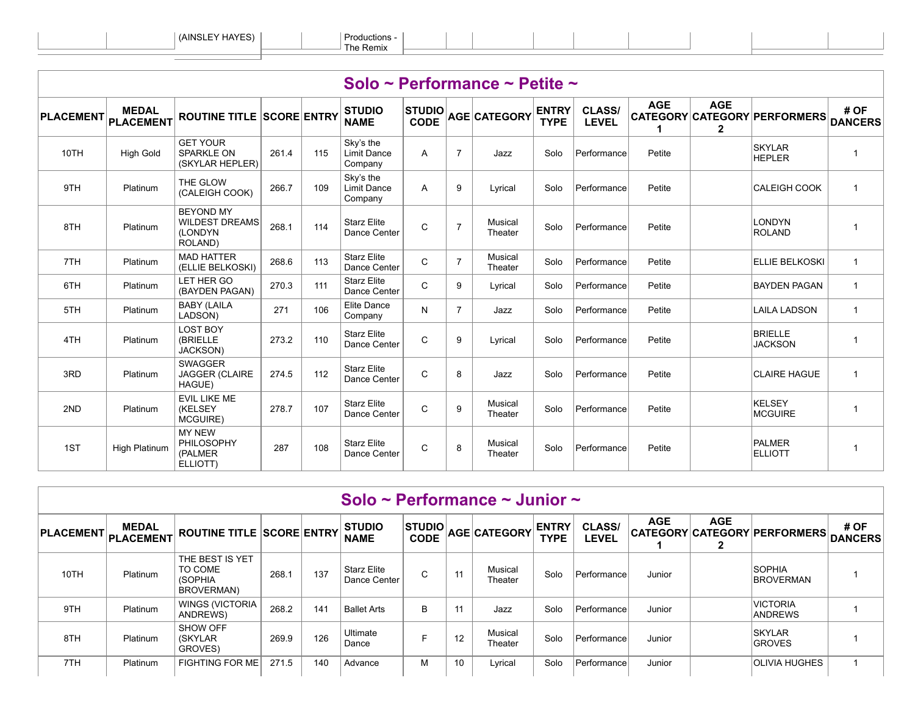| | | (AINSLEY HAYES) | | | Productions - The Remix | | | | | | | | | |
|---|---|---|---|---|---|---|---|---|---|---|---|---|---|---|

## Solo ~ Performance ~ Petite ~

| PLACEMENT | MEDAL PLACEMENT | ROUTINE TITLE | SCORE | ENTRY | STUDIO NAME | STUDIO CODE | AGE | CATEGORY | ENTRY TYPE | CLASS/ LEVEL | AGE CATEGORY 1 | AGE CATEGORY 2 | PERFORMERS | # OF DANCERS |
|---|---|---|---|---|---|---|---|---|---|---|---|---|---|---|
| 10TH | High Gold | GET YOUR SPARKLE ON (SKYLAR HEPLER) | 261.4 | 115 | Sky's the Limit Dance Company | A | 7 | Jazz | Solo | Performance | Petite | | SKYLAR HEPLER | 1 |
| 9TH | Platinum | THE GLOW (CALEIGH COOK) | 266.7 | 109 | Sky's the Limit Dance Company | A | 9 | Lyrical | Solo | Performance | Petite | | CALEIGH COOK | 1 |
| 8TH | Platinum | BEYOND MY WILDEST DREAMS (LONDYN ROLAND) | 268.1 | 114 | Starz Elite Dance Center | C | 7 | Musical Theater | Solo | Performance | Petite | | LONDYN ROLAND | 1 |
| 7TH | Platinum | MAD HATTER (ELLIE BELKOSKI) | 268.6 | 113 | Starz Elite Dance Center | C | 7 | Musical Theater | Solo | Performance | Petite | | ELLIE BELKOSKI | 1 |
| 6TH | Platinum | LET HER GO (BAYDEN PAGAN) | 270.3 | 111 | Starz Elite Dance Center | C | 9 | Lyrical | Solo | Performance | Petite | | BAYDEN PAGAN | 1 |
| 5TH | Platinum | BABY (LAILA LADSON) | 271 | 106 | Elite Dance Company | N | 7 | Jazz | Solo | Performance | Petite | | LAILA LADSON | 1 |
| 4TH | Platinum | LOST BOY (BRIELLE JACKSON) | 273.2 | 110 | Starz Elite Dance Center | C | 9 | Lyrical | Solo | Performance | Petite | | BRIELLE JACKSON | 1 |
| 3RD | Platinum | SWAGGER JAGGER (CLAIRE HAGUE) | 274.5 | 112 | Starz Elite Dance Center | C | 8 | Jazz | Solo | Performance | Petite | | CLAIRE HAGUE | 1 |
| 2ND | Platinum | EVIL LIKE ME (KELSEY MCGUIRE) | 278.7 | 107 | Starz Elite Dance Center | C | 9 | Musical Theater | Solo | Performance | Petite | | KELSEY MCGUIRE | 1 |
| 1ST | High Platinum | MY NEW PHILOSOPHY (PALMER ELLIOTT) | 287 | 108 | Starz Elite Dance Center | C | 8 | Musical Theater | Solo | Performance | Petite | | PALMER ELLIOTT | 1 |

## Solo ~ Performance ~ Junior ~

| PLACEMENT | MEDAL PLACEMENT | ROUTINE TITLE | SCORE | ENTRY | STUDIO NAME | STUDIO CODE | AGE | CATEGORY | ENTRY TYPE | CLASS/ LEVEL | AGE CATEGORY 1 | AGE CATEGORY 2 | PERFORMERS | # OF DANCERS |
|---|---|---|---|---|---|---|---|---|---|---|---|---|---|---|
| 10TH | Platinum | THE BEST IS YET TO COME (SOPHIA BROVERMAN) | 268.1 | 137 | Starz Elite Dance Center | C | 11 | Musical Theater | Solo | Performance | Junior | | SOPHIA BROVERMAN | 1 |
| 9TH | Platinum | WINGS (VICTORIA ANDREWS) | 268.2 | 141 | Ballet Arts | B | 11 | Jazz | Solo | Performance | Junior | | VICTORIA ANDREWS | 1 |
| 8TH | Platinum | SHOW OFF (SKYLAR GROVES) | 269.9 | 126 | Ultimate Dance | F | 12 | Musical Theater | Solo | Performance | Junior | | SKYLAR GROVES | 1 |
| 7TH | Platinum | FIGHTING FOR ME | 271.5 | 140 | Advance | M | 10 | Lyrical | Solo | Performance | Junior | | OLIVIA HUGHES | 1 |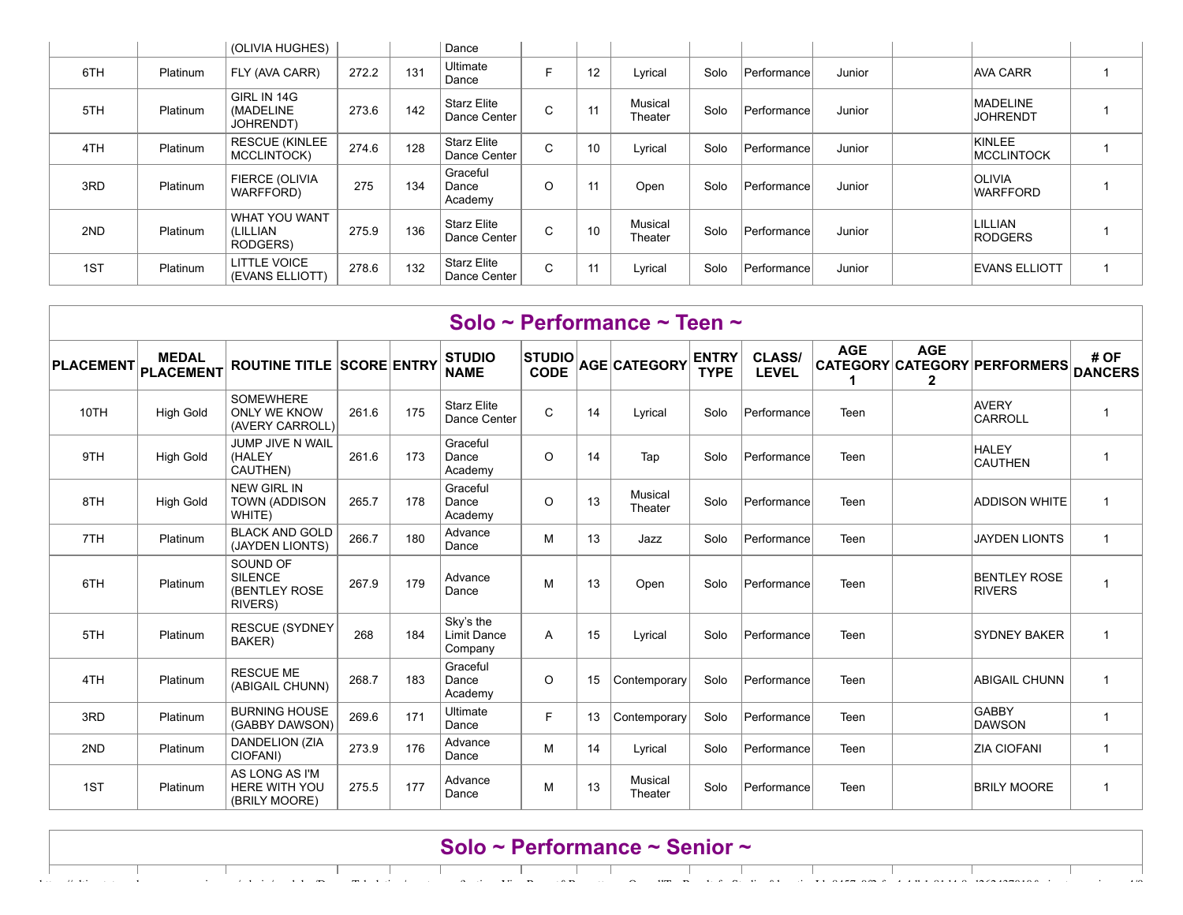| | | (OLIVIA HUGHES) | | | Dance | | | | | | | | | |
|---|---|---|---|---|---|---|---|---|---|---|---|---|---|---|
| 6TH | Platinum | FLY (AVA CARR) | 272.2 | 131 | Ultimate Dance | F | 12 | Lyrical | Solo | Performance | Junior | | AVA CARR | 1 |
| 5TH | Platinum | GIRL IN 14G (MADELINE JOHRENDT) | 273.6 | 142 | Starz Elite Dance Center | C | 11 | Musical Theater | Solo | Performance | Junior | | MADELINE JOHRENDT | 1 |
| 4TH | Platinum | RESCUE (KINLEE MCCLINTOCK) | 274.6 | 128 | Starz Elite Dance Center | C | 10 | Lyrical | Solo | Performance | Junior | | KINLEE MCCLINTOCK | 1 |
| 3RD | Platinum | FIERCE (OLIVIA WARFFORD) | 275 | 134 | Graceful Dance Academy | O | 11 | Open | Solo | Performance | Junior | | OLIVIA WARFFORD | 1 |
| 2ND | Platinum | WHAT YOU WANT (LILLIAN RODGERS) | 275.9 | 136 | Starz Elite Dance Center | C | 10 | Musical Theater | Solo | Performance | Junior | | LILLIAN RODGERS | 1 |
| 1ST | Platinum | LITTLE VOICE (EVANS ELLIOTT) | 278.6 | 132 | Starz Elite Dance Center | C | 11 | Lyrical | Solo | Performance | Junior | | EVANS ELLIOTT | 1 |

## Solo ~ Performance ~ Teen ~

| PLACEMENT | MEDAL PLACEMENT | ROUTINE TITLE | SCORE | ENTRY | STUDIO NAME | STUDIO CODE | AGE | CATEGORY | ENTRY TYPE | CLASS/ LEVEL | AGE CATEGORY 1 | AGE CATEGORY 2 | PERFORMERS | # OF DANCERS |
|---|---|---|---|---|---|---|---|---|---|---|---|---|---|---|
| 10TH | High Gold | SOMEWHERE ONLY WE KNOW (AVERY CARROLL) | 261.6 | 175 | Starz Elite Dance Center | C | 14 | Lyrical | Solo | Performance | Teen | | AVERY CARROLL | 1 |
| 9TH | High Gold | JUMP JIVE N WAIL (HALEY CAUTHEN) | 261.6 | 173 | Graceful Dance Academy | O | 14 | Tap | Solo | Performance | Teen | | HALEY CAUTHEN | 1 |
| 8TH | High Gold | NEW GIRL IN TOWN (ADDISON WHITE) | 265.7 | 178 | Graceful Dance Academy | O | 13 | Musical Theater | Solo | Performance | Teen | | ADDISON WHITE | 1 |
| 7TH | Platinum | BLACK AND GOLD (JAYDEN LIONTS) | 266.7 | 180 | Advance Dance | M | 13 | Jazz | Solo | Performance | Teen | | JAYDEN LIONTS | 1 |
| 6TH | Platinum | SOUND OF SILENCE (BENTLEY ROSE RIVERS) | 267.9 | 179 | Advance Dance | M | 13 | Open | Solo | Performance | Teen | | BENTLEY ROSE RIVERS | 1 |
| 5TH | Platinum | RESCUE (SYDNEY BAKER) | 268 | 184 | Sky's the Limit Dance Company | A | 15 | Lyrical | Solo | Performance | Teen | | SYDNEY BAKER | 1 |
| 4TH | Platinum | RESCUE ME (ABIGAIL CHUNN) | 268.7 | 183 | Graceful Dance Academy | O | 15 | Contemporary | Solo | Performance | Teen | | ABIGAIL CHUNN | 1 |
| 3RD | Platinum | BURNING HOUSE (GABBY DAWSON) | 269.6 | 171 | Ultimate Dance | F | 13 | Contemporary | Solo | Performance | Teen | | GABBY DAWSON | 1 |
| 2ND | Platinum | DANDELION (ZIA CIOFANI) | 273.9 | 176 | Advance Dance | M | 14 | Lyrical | Solo | Performance | Teen | | ZIA CIOFANI | 1 |
| 1ST | Platinum | AS LONG AS I'M HERE WITH YOU (BRILY MOORE) | 275.5 | 177 | Advance Dance | M | 13 | Musical Theater | Solo | Performance | Teen | | BRILY MOORE | 1 |

## Solo ~ Performance ~ Senior ~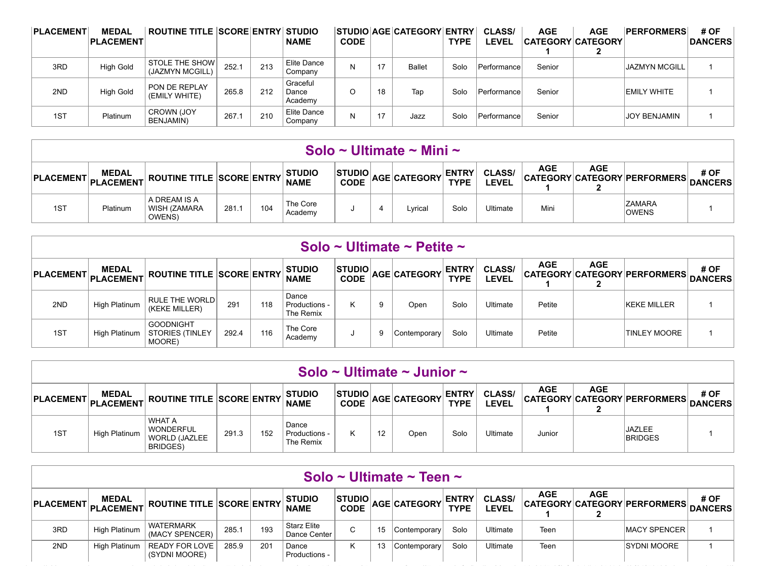| PLACEMENT | MEDAL PLACEMENT | ROUTINE TITLE | SCORE | ENTRY | STUDIO NAME | STUDIO CODE | AGE | CATEGORY | ENTRY TYPE | CLASS/ LEVEL | AGE CATEGORY 1 | AGE CATEGORY 2 | PERFORMERS | # OF DANCERS |
|---|---|---|---|---|---|---|---|---|---|---|---|---|---|---|
| 3RD | High Gold | STOLE THE SHOW (JAZMYN MCGILL) | 252.1 | 213 | Elite Dance Company | N | 17 | Ballet | Solo | Performance | Senior | | JAZMYN MCGILL | 1 |
| 2ND | High Gold | PON DE REPLAY (EMILY WHITE) | 265.8 | 212 | Graceful Dance Academy | O | 18 | Tap | Solo | Performance | Senior | | EMILY WHITE | 1 |
| 1ST | Platinum | CROWN (JOY BENJAMIN) | 267.1 | 210 | Elite Dance Company | N | 17 | Jazz | Solo | Performance | Senior | | JOY BENJAMIN | 1 |

## Solo ~ Ultimate ~ Mini ~

| PLACEMENT | MEDAL PLACEMENT | ROUTINE TITLE | SCORE | ENTRY | STUDIO NAME | STUDIO CODE | AGE | CATEGORY | ENTRY TYPE | CLASS/ LEVEL | AGE CATEGORY 1 | AGE CATEGORY 2 | PERFORMERS | # OF DANCERS |
|---|---|---|---|---|---|---|---|---|---|---|---|---|---|---|
| 1ST | Platinum | A DREAM IS A WISH (ZAMARA OWENS) | 281.1 | 104 | The Core Academy | J | 4 | Lyrical | Solo | Ultimate | Mini | | ZAMARA OWENS | 1 |

## Solo ~ Ultimate ~ Petite ~

| PLACEMENT | MEDAL PLACEMENT | ROUTINE TITLE | SCORE | ENTRY | STUDIO NAME | STUDIO CODE | AGE | CATEGORY | ENTRY TYPE | CLASS/ LEVEL | AGE CATEGORY 1 | AGE CATEGORY 2 | PERFORMERS | # OF DANCERS |
|---|---|---|---|---|---|---|---|---|---|---|---|---|---|---|
| 2ND | High Platinum | RULE THE WORLD (KEKE MILLER) | 291 | 118 | Dance Productions - The Remix | K | 9 | Open | Solo | Ultimate | Petite | | KEKE MILLER | 1 |
| 1ST | High Platinum | GOODNIGHT STORIES (TINLEY MOORE) | 292.4 | 116 | The Core Academy | J | 9 | Contemporary | Solo | Ultimate | Petite | | TINLEY MOORE | 1 |

## Solo ~ Ultimate ~ Junior ~

| PLACEMENT | MEDAL PLACEMENT | ROUTINE TITLE | SCORE | ENTRY | STUDIO NAME | STUDIO CODE | AGE | CATEGORY | ENTRY TYPE | CLASS/ LEVEL | AGE CATEGORY 1 | AGE CATEGORY 2 | PERFORMERS | # OF DANCERS |
|---|---|---|---|---|---|---|---|---|---|---|---|---|---|---|
| 1ST | High Platinum | WHAT A WONDERFUL WORLD (JAZLEE BRIDGES) | 291.3 | 152 | Dance Productions - The Remix | K | 12 | Open | Solo | Ultimate | Junior | | JAZLEE BRIDGES | 1 |

## Solo ~ Ultimate ~ Teen ~

| PLACEMENT | MEDAL PLACEMENT | ROUTINE TITLE | SCORE | ENTRY | STUDIO NAME | STUDIO CODE | AGE | CATEGORY | ENTRY TYPE | CLASS/ LEVEL | AGE CATEGORY 1 | AGE CATEGORY 2 | PERFORMERS | # OF DANCERS |
|---|---|---|---|---|---|---|---|---|---|---|---|---|---|---|
| 3RD | High Platinum | WATERMARK (MACY SPENCER) | 285.1 | 193 | Starz Elite Dance Center | C | 15 | Contemporary | Solo | Ultimate | Teen | | MACY SPENCER | 1 |
| 2ND | High Platinum | READY FOR LOVE (SYDNI MOORE) | 285.9 | 201 | Dance Productions - | K | 13 | Contemporary | Solo | Ultimate | Teen | | SYDNI MOORE | 1 |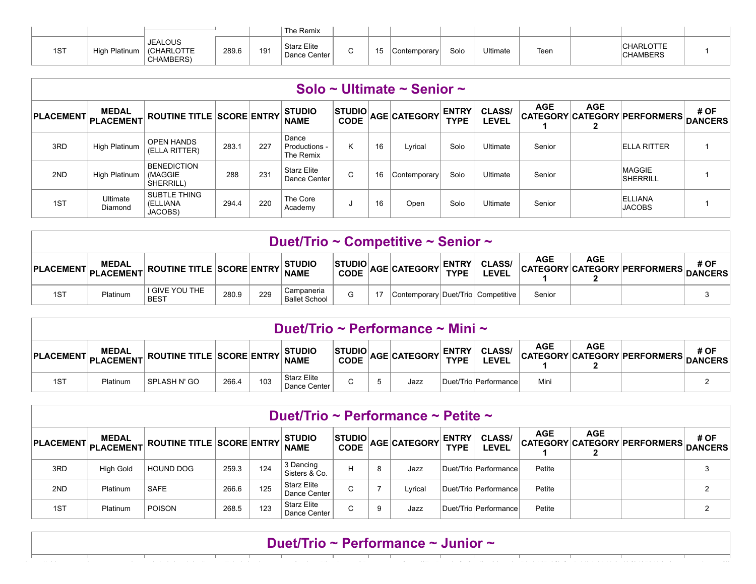| | | | | | The Remix | | | | | | | | | |
|---|---|---|---|---|---|---|---|---|---|---|---|---|---|---|
| 1ST | High Platinum | JEALOUS (CHARLOTTE CHAMBERS) | 289.6 | 191 | Starz Elite Dance Center | C | 15 | Contemporary | Solo | Ultimate | Teen | | CHARLOTTE CHAMBERS | 1 |

## Solo ~ Ultimate ~ Senior ~

| PLACEMENT | MEDAL PLACEMENT | ROUTINE TITLE | SCORE | ENTRY | STUDIO NAME | STUDIO CODE | AGE | CATEGORY | ENTRY TYPE | CLASS/ LEVEL | AGE CATEGORY 1 | AGE CATEGORY 2 | PERFORMERS | # OF DANCERS |
|---|---|---|---|---|---|---|---|---|---|---|---|---|---|---|
| 3RD | High Platinum | OPEN HANDS (ELLA RITTER) | 283.1 | 227 | Dance Productions - The Remix | K | 16 | Lyrical | Solo | Ultimate | Senior | | ELLA RITTER | 1 |
| 2ND | High Platinum | BENEDICTION (MAGGIE SHERRILL) | 288 | 231 | Starz Elite Dance Center | C | 16 | Contemporary | Solo | Ultimate | Senior | | MAGGIE SHERRILL | 1 |
| 1ST | Ultimate Diamond | SUBTLE THING (ELLIANA JACOBS) | 294.4 | 220 | The Core Academy | J | 16 | Open | Solo | Ultimate | Senior | | ELLIANA JACOBS | 1 |

## Duet/Trio ~ Competitive ~ Senior ~

| PLACEMENT | MEDAL PLACEMENT | ROUTINE TITLE | SCORE | ENTRY | STUDIO NAME | STUDIO CODE | AGE | CATEGORY | ENTRY TYPE | CLASS/ LEVEL | AGE CATEGORY 1 | AGE CATEGORY 2 | PERFORMERS | # OF DANCERS |
|---|---|---|---|---|---|---|---|---|---|---|---|---|---|---|
| 1ST | Platinum | I GIVE YOU THE BEST | 280.9 | 229 | Campaneria Ballet School | G | 17 | Contemporary | Duet/Trio | Competitive | Senior | | | 3 |

## Duet/Trio ~ Performance ~ Mini ~

| PLACEMENT | MEDAL PLACEMENT | ROUTINE TITLE | SCORE | ENTRY | STUDIO NAME | STUDIO CODE | AGE | CATEGORY | ENTRY TYPE | CLASS/ LEVEL | AGE CATEGORY 1 | AGE CATEGORY 2 | PERFORMERS | # OF DANCERS |
|---|---|---|---|---|---|---|---|---|---|---|---|---|---|---|
| 1ST | Platinum | SPLASH N' GO | 266.4 | 103 | Starz Elite Dance Center | C | 5 | Jazz | Duet/Trio | Performance | Mini | | | 2 |

## Duet/Trio ~ Performance ~ Petite ~

| PLACEMENT | MEDAL PLACEMENT | ROUTINE TITLE | SCORE | ENTRY | STUDIO NAME | STUDIO CODE | AGE | CATEGORY | ENTRY TYPE | CLASS/ LEVEL | AGE CATEGORY 1 | AGE CATEGORY 2 | PERFORMERS | # OF DANCERS |
|---|---|---|---|---|---|---|---|---|---|---|---|---|---|---|
| 3RD | High Gold | HOUND DOG | 259.3 | 124 | 3 Dancing Sisters & Co. | H | 8 | Jazz | Duet/Trio | Performance | Petite | | | 3 |
| 2ND | Platinum | SAFE | 266.6 | 125 | Starz Elite Dance Center | C | 7 | Lyrical | Duet/Trio | Performance | Petite | | | 2 |
| 1ST | Platinum | POISON | 268.5 | 123 | Starz Elite Dance Center | C | 9 | Jazz | Duet/Trio | Performance | Petite | | | 2 |

## Duet/Trio ~ Performance ~ Junior ~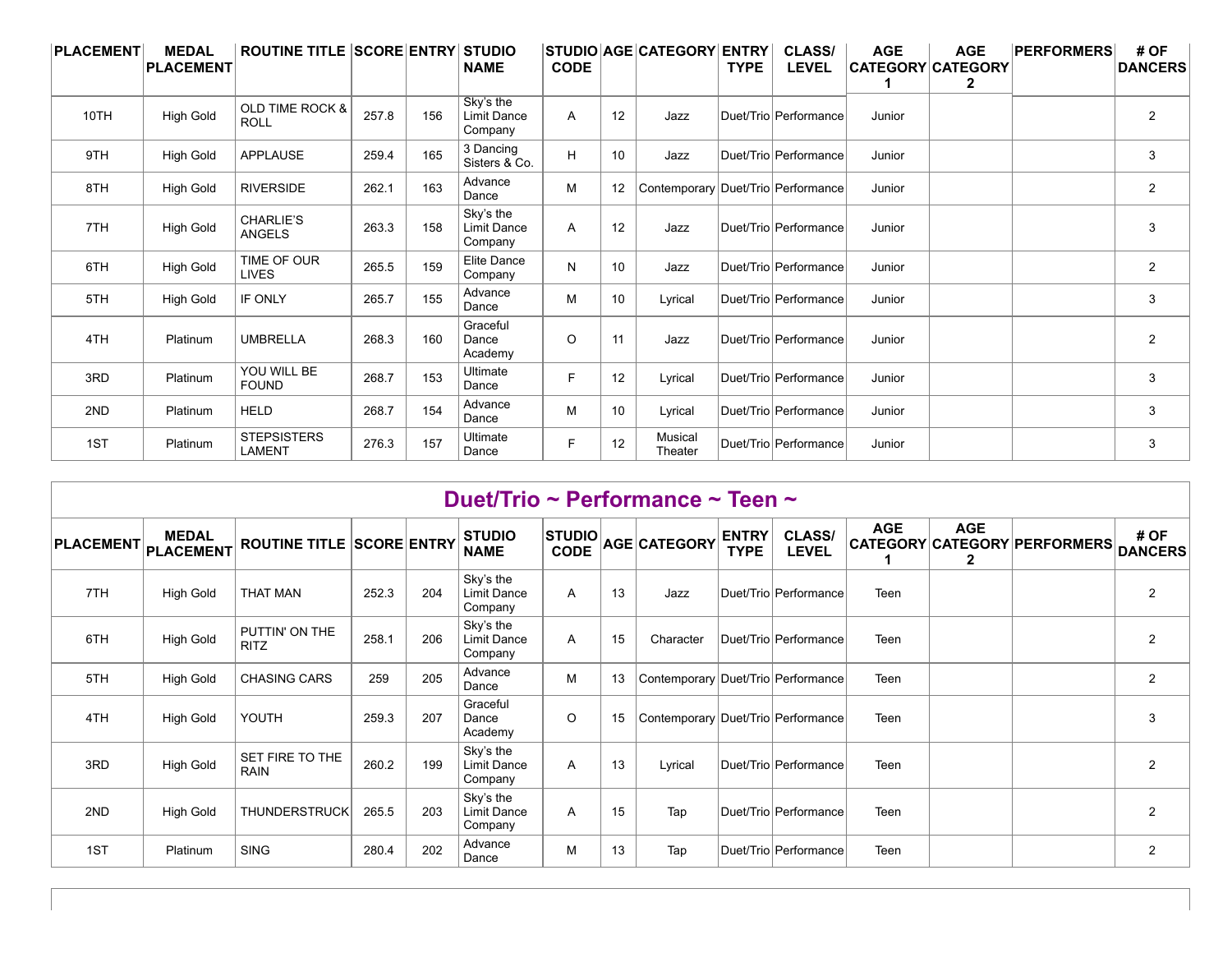| PLACEMENT | MEDAL PLACEMENT | ROUTINE TITLE | SCORE | ENTRY | STUDIO NAME | STUDIO CODE | AGE | CATEGORY | ENTRY TYPE | CLASS/ LEVEL | AGE CATEGORY 1 | AGE CATEGORY 2 | PERFORMERS | # OF DANCERS |
|---|---|---|---|---|---|---|---|---|---|---|---|---|---|---|
| 10TH | High Gold | OLD TIME ROCK & ROLL | 257.8 | 156 | Sky's the Limit Dance Company | A | 12 | Jazz | Duet/Trio | Performance | Junior | | | 2 |
| 9TH | High Gold | APPLAUSE | 259.4 | 165 | 3 Dancing Sisters & Co. | H | 10 | Jazz | Duet/Trio | Performance | Junior | | | 3 |
| 8TH | High Gold | RIVERSIDE | 262.1 | 163 | Advance Dance | M | 12 | Contemporary | Duet/Trio | Performance | Junior | | | 2 |
| 7TH | High Gold | CHARLIE'S ANGELS | 263.3 | 158 | Sky's the Limit Dance Company | A | 12 | Jazz | Duet/Trio | Performance | Junior | | | 3 |
| 6TH | High Gold | TIME OF OUR LIVES | 265.5 | 159 | Elite Dance Company | N | 10 | Jazz | Duet/Trio | Performance | Junior | | | 2 |
| 5TH | High Gold | IF ONLY | 265.7 | 155 | Advance Dance | M | 10 | Lyrical | Duet/Trio | Performance | Junior | | | 3 |
| 4TH | Platinum | UMBRELLA | 268.3 | 160 | Graceful Dance Academy | O | 11 | Jazz | Duet/Trio | Performance | Junior | | | 2 |
| 3RD | Platinum | YOU WILL BE FOUND | 268.7 | 153 | Ultimate Dance | F | 12 | Lyrical | Duet/Trio | Performance | Junior | | | 3 |
| 2ND | Platinum | HELD | 268.7 | 154 | Advance Dance | M | 10 | Lyrical | Duet/Trio | Performance | Junior | | | 3 |
| 1ST | Platinum | STEPSISTERS LAMENT | 276.3 | 157 | Ultimate Dance | F | 12 | Musical Theater | Duet/Trio | Performance | Junior | | | 3 |

## Duet/Trio ~ Performance ~ Teen ~

| PLACEMENT | MEDAL PLACEMENT | ROUTINE TITLE | SCORE | ENTRY | STUDIO NAME | STUDIO CODE | AGE | CATEGORY | ENTRY TYPE | CLASS/ LEVEL | AGE CATEGORY 1 | AGE CATEGORY 2 | PERFORMERS | # OF DANCERS |
|---|---|---|---|---|---|---|---|---|---|---|---|---|---|---|
| 7TH | High Gold | THAT MAN | 252.3 | 204 | Sky's the Limit Dance Company | A | 13 | Jazz | Duet/Trio | Performance | Teen | | | 2 |
| 6TH | High Gold | PUTTIN' ON THE RITZ | 258.1 | 206 | Sky's the Limit Dance Company | A | 15 | Character | Duet/Trio | Performance | Teen | | | 2 |
| 5TH | High Gold | CHASING CARS | 259 | 205 | Advance Dance | M | 13 | Contemporary | Duet/Trio | Performance | Teen | | | 2 |
| 4TH | High Gold | YOUTH | 259.3 | 207 | Graceful Dance Academy | O | 15 | Contemporary | Duet/Trio | Performance | Teen | | | 3 |
| 3RD | High Gold | SET FIRE TO THE RAIN | 260.2 | 199 | Sky's the Limit Dance Company | A | 13 | Lyrical | Duet/Trio | Performance | Teen | | | 2 |
| 2ND | High Gold | THUNDERSTRUCK | 265.5 | 203 | Sky's the Limit Dance Company | A | 15 | Tap | Duet/Trio | Performance | Teen | | | 2 |
| 1ST | Platinum | SING | 280.4 | 202 | Advance Dance | M | 13 | Tap | Duet/Trio | Performance | Teen | | | 2 |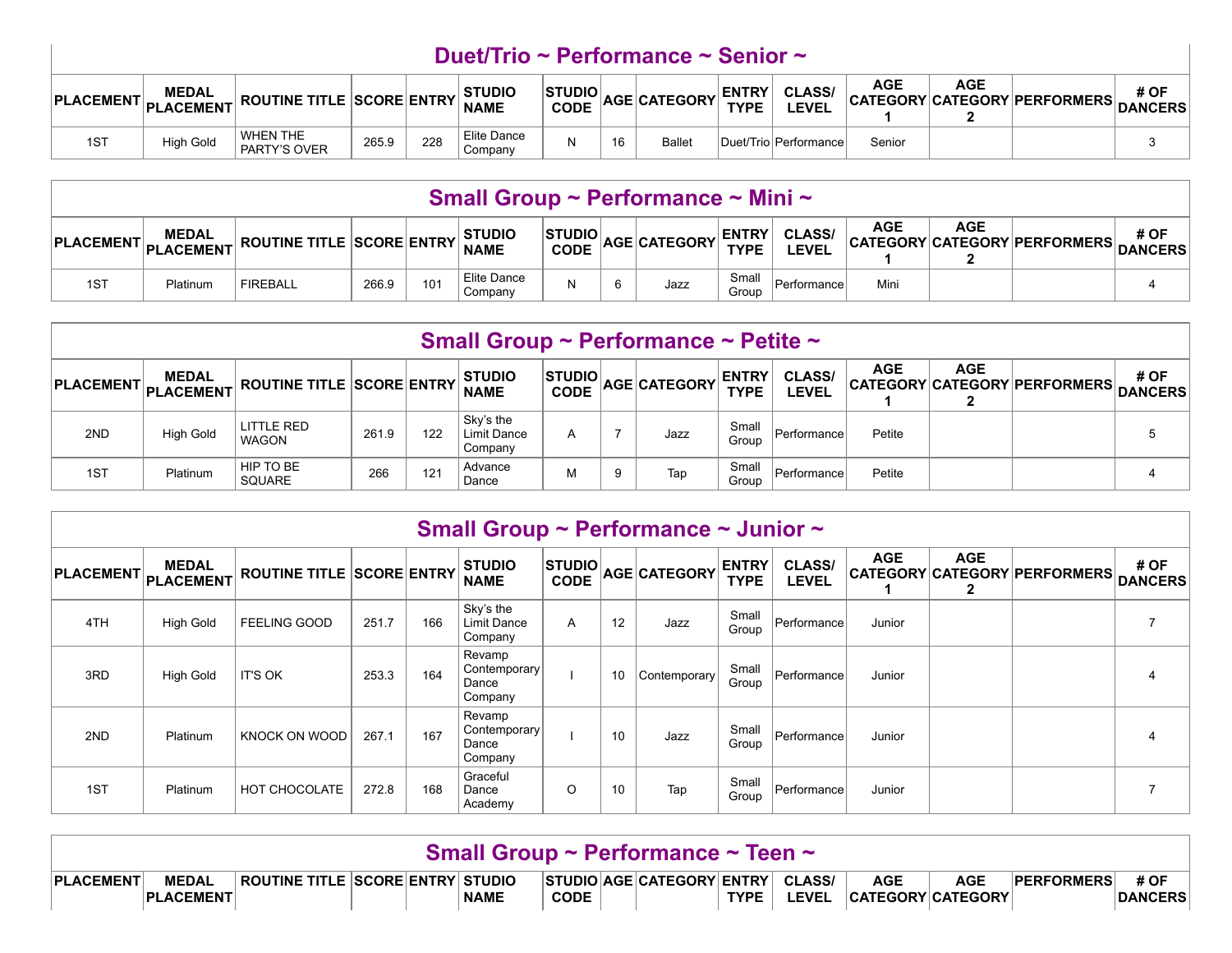## Duet/Trio ~ Performance ~ Senior ~

| PLACEMENT | MEDAL PLACEMENT | ROUTINE TITLE | SCORE | ENTRY | STUDIO NAME | STUDIO CODE | AGE | CATEGORY | ENTRY TYPE | CLASS/ LEVEL | AGE CATEGORY 1 | AGE CATEGORY 2 | PERFORMERS | # OF DANCERS |
|---|---|---|---|---|---|---|---|---|---|---|---|---|---|---|
| 1ST | High Gold | WHEN THE PARTY'S OVER | 265.9 | 228 | Elite Dance Company | N | 16 | Ballet | Duet/Trio | Performance | Senior | | | 3 |

## Small Group ~ Performance ~ Mini ~

| PLACEMENT | MEDAL PLACEMENT | ROUTINE TITLE | SCORE | ENTRY | STUDIO NAME | STUDIO CODE | AGE | CATEGORY | ENTRY TYPE | CLASS/ LEVEL | AGE CATEGORY 1 | AGE CATEGORY 2 | PERFORMERS | # OF DANCERS |
|---|---|---|---|---|---|---|---|---|---|---|---|---|---|---|
| 1ST | Platinum | FIREBALL | 266.9 | 101 | Elite Dance Company | N | 6 | Jazz | Small Group | Performance | Mini | | | 4 |

## Small Group ~ Performance ~ Petite ~

| PLACEMENT | MEDAL PLACEMENT | ROUTINE TITLE | SCORE | ENTRY | STUDIO NAME | STUDIO CODE | AGE | CATEGORY | ENTRY TYPE | CLASS/ LEVEL | AGE CATEGORY 1 | AGE CATEGORY 2 | PERFORMERS | # OF DANCERS |
|---|---|---|---|---|---|---|---|---|---|---|---|---|---|---|
| 2ND | High Gold | LITTLE RED WAGON | 261.9 | 122 | Sky's the Limit Dance Company | A | 7 | Jazz | Small Group | Performance | Petite | | | 5 |
| 1ST | Platinum | HIP TO BE SQUARE | 266 | 121 | Advance Dance | M | 9 | Tap | Small Group | Performance | Petite | | | 4 |

## Small Group ~ Performance ~ Junior ~

| PLACEMENT | MEDAL PLACEMENT | ROUTINE TITLE | SCORE | ENTRY | STUDIO NAME | STUDIO CODE | AGE | CATEGORY | ENTRY TYPE | CLASS/ LEVEL | AGE CATEGORY 1 | AGE CATEGORY 2 | PERFORMERS | # OF DANCERS |
|---|---|---|---|---|---|---|---|---|---|---|---|---|---|---|
| 4TH | High Gold | FEELING GOOD | 251.7 | 166 | Sky's the Limit Dance Company | A | 12 | Jazz | Small Group | Performance | Junior | | | 7 |
| 3RD | High Gold | IT'S OK | 253.3 | 164 | Revamp Contemporary Dance Company | I | 10 | Contemporary | Small Group | Performance | Junior | | | 4 |
| 2ND | Platinum | KNOCK ON WOOD | 267.1 | 167 | Revamp Contemporary Dance Company | I | 10 | Jazz | Small Group | Performance | Junior | | | 4 |
| 1ST | Platinum | HOT CHOCOLATE | 272.8 | 168 | Graceful Dance Academy | O | 10 | Tap | Small Group | Performance | Junior | | | 7 |

## Small Group ~ Performance ~ Teen ~

| PLACEMENT | MEDAL PLACEMENT | ROUTINE TITLE | SCORE | ENTRY | STUDIO NAME | STUDIO CODE | AGE | CATEGORY | ENTRY TYPE | CLASS/ LEVEL | AGE CATEGORY | AGE CATEGORY | PERFORMERS | # OF DANCERS |
|---|---|---|---|---|---|---|---|---|---|---|---|---|---|---|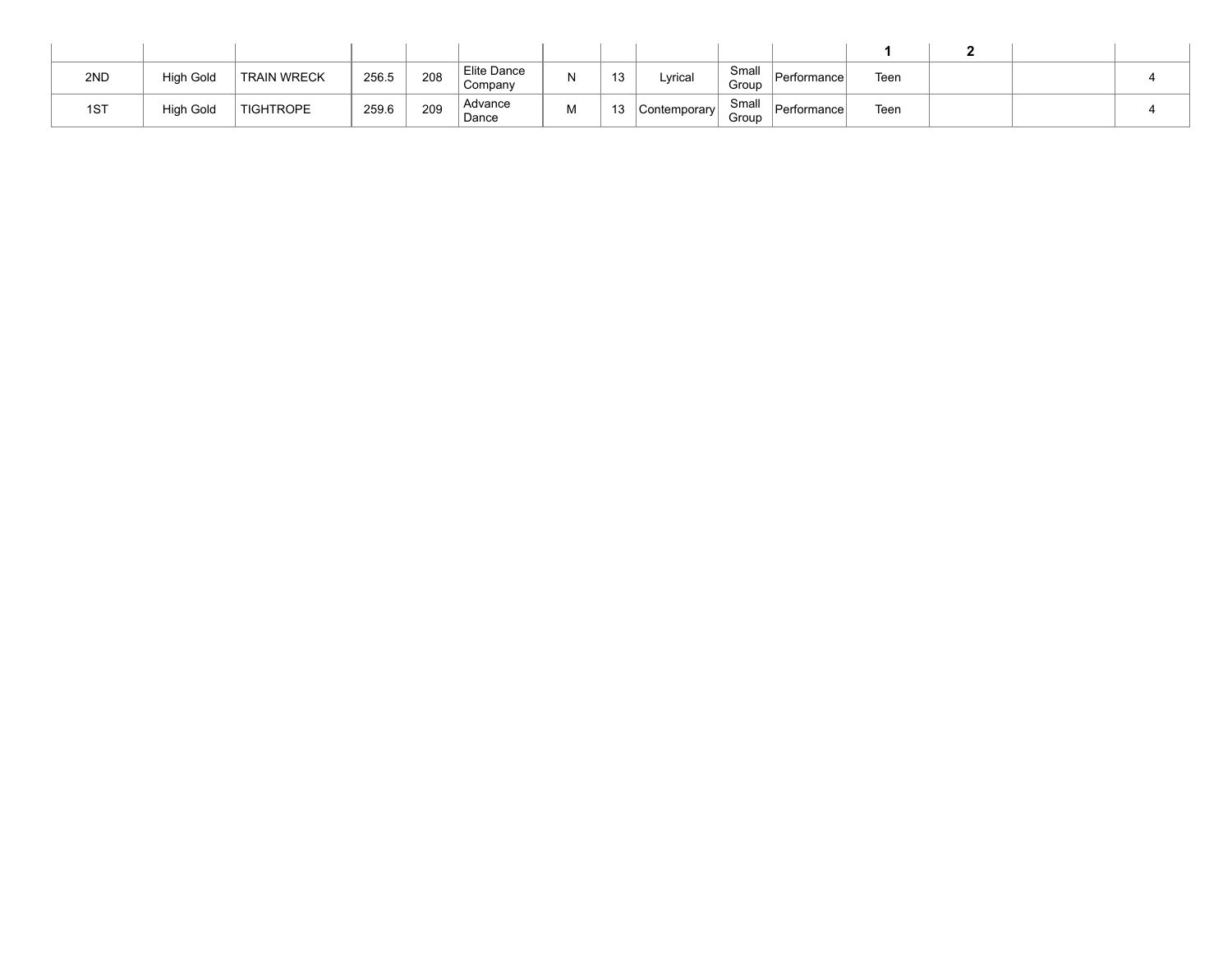| | | | | | | | | | | | | | | |
|---|---|---|---|---|---|---|---|---|---|---|---|---|---|---|
| | | | | | | | | | | | **1** | **2** | | |
| 2ND | High Gold | TRAIN WRECK | 256.5 | 208 | Elite Dance Company | N | 13 | Lyrical | Small Group | Performance | Teen | | | 4 |
| 1ST | High Gold | TIGHTROPE | 259.6 | 209 | Advance Dance | M | 13 | Contemporary | Small Group | Performance | Teen | | | 4 |